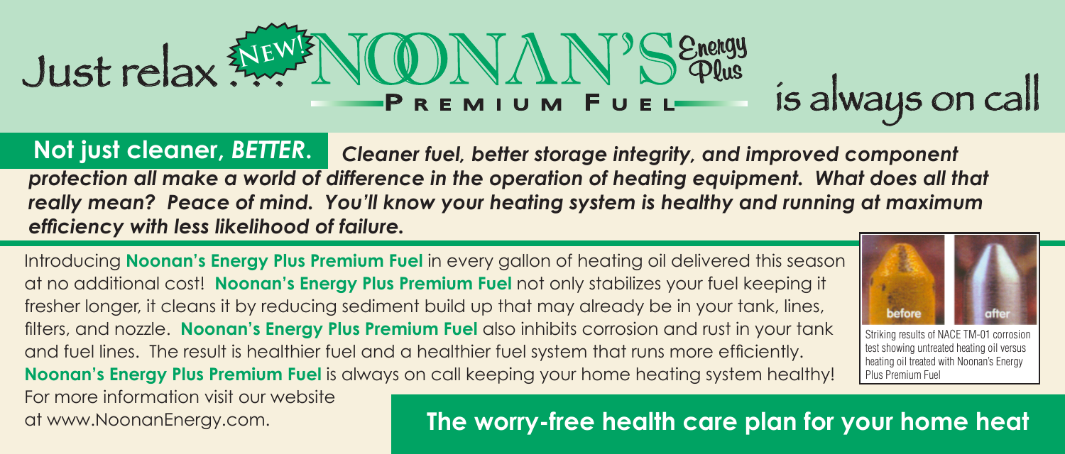# Just relax ... NEW! NOONAN'S Energy Plus Premium Fuel is always on call

**Not just cleaner, *BETTER*.** ***Cleaner fuel, better storage integrity, and improved component protection all make a world of difference in the operation of heating equipment. What does all that really mean? Peace of mind. You'll know your heating system is healthy and running at maximum efficiency with less likelihood of failure.***

Introducing **Noonan's Energy Plus Premium Fuel** in every gallon of heating oil delivered this season at no additional cost! **Noonan's Energy Plus Premium Fuel** not only stabilizes your fuel keeping it fresher longer, it cleans it by reducing sediment build up that may already be in your tank, lines, filters, and nozzle. **Noonan's Energy Plus Premium Fuel** also inhibits corrosion and rust in your tank and fuel lines. The result is healthier fuel and a healthier fuel system that runs more efficiently. **Noonan's Energy Plus Premium Fuel** is always on call keeping your home heating system healthy!

before / after

Striking results of NACE TM-01 corrosion test showing untreated heating oil versus heating oil treated with Noonan's Energy Plus Premium Fuel

For more information visit our website at www.NoonanEnergy.com.

**The worry-free health care plan for your home heat**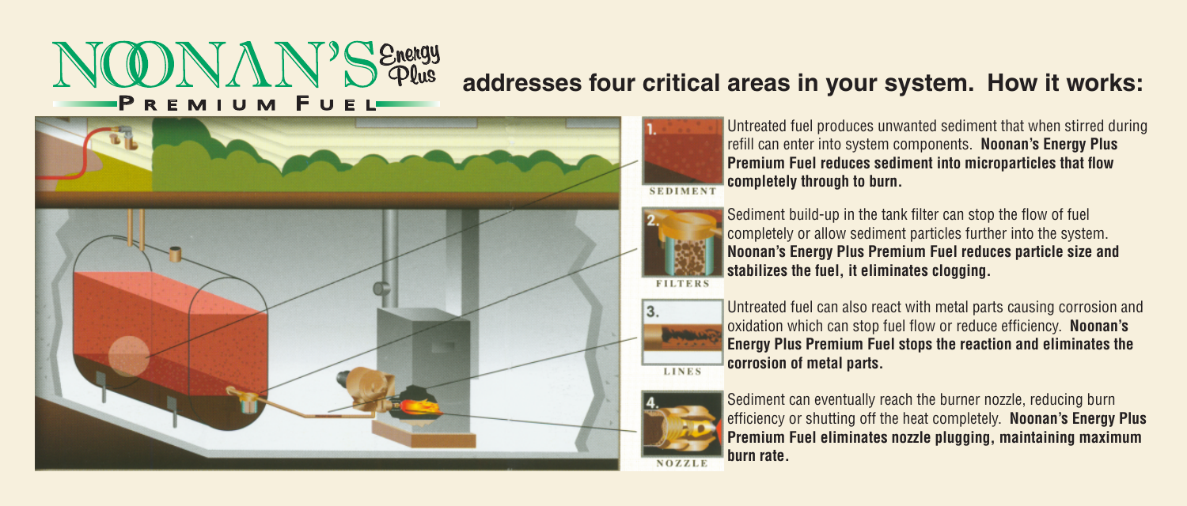# NOONAN'S Energy Plus PREMIUM FUEL addresses four critical areas in your system. How it works:

1. SEDIMENT

Untreated fuel produces unwanted sediment that when stirred during refill can enter into system components. **Noonan's Energy Plus Premium Fuel reduces sediment into microparticles that flow completely through to burn.**

2. FILTERS

Sediment build-up in the tank filter can stop the flow of fuel completely or allow sediment particles further into the system. **Noonan's Energy Plus Premium Fuel reduces particle size and stabilizes the fuel, it eliminates clogging.**

3. LINES

Untreated fuel can also react with metal parts causing corrosion and oxidation which can stop fuel flow or reduce efficiency. **Noonan's Energy Plus Premium Fuel stops the reaction and eliminates the corrosion of metal parts.**

4. NOZZLE

Sediment can eventually reach the burner nozzle, reducing burn efficiency or shutting off the heat completely. **Noonan's Energy Plus Premium Fuel eliminates nozzle plugging, maintaining maximum burn rate.**